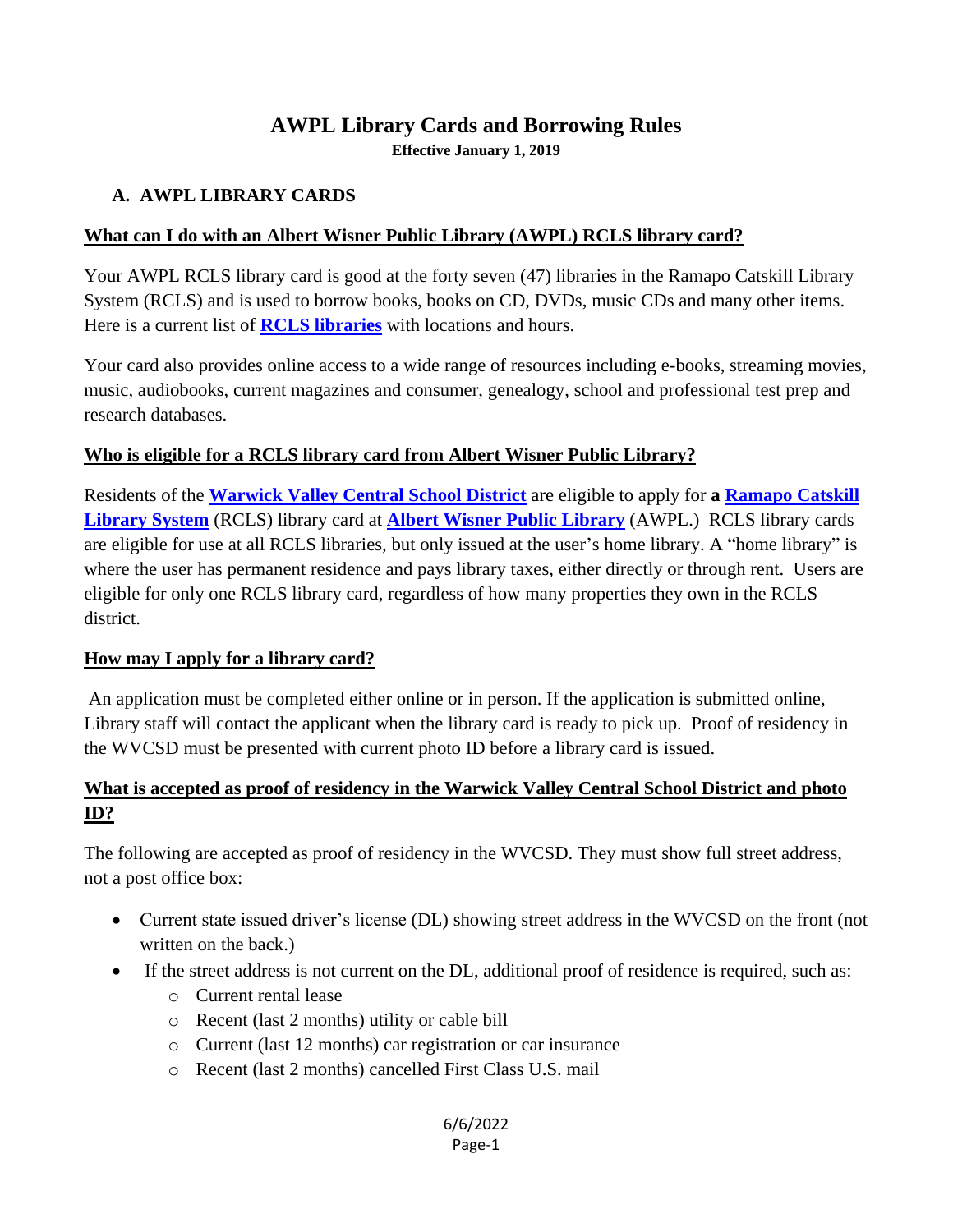# AWPL Library Cards and Borrowing Rules

**Effective January 1, 2019**

## A. AWPL LIBRARY CARDS

### What can I do with an Albert Wisner Public Library (AWPL) RCLS library card?

Your AWPL RCLS library card is good at the forty seven (47) libraries in the Ramapo Catskill Library System (RCLS) and is used to borrow books, books on CD, DVDs, music CDs and many other items. Here is a current list of **RCLS libraries** with locations and hours.

Your card also provides online access to a wide range of resources including e-books, streaming movies, music, audiobooks, current magazines and consumer, genealogy, school and professional test prep and research databases.

### Who is eligible for a RCLS library card from Albert Wisner Public Library?

Residents of the **Warwick Valley Central School District** are eligible to apply for **a Ramapo Catskill Library System** (RCLS) library card at **Albert Wisner Public Library** (AWPL.) RCLS library cards are eligible for use at all RCLS libraries, but only issued at the user's home library. A "home library" is where the user has permanent residence and pays library taxes, either directly or through rent. Users are eligible for only one RCLS library card, regardless of how many properties they own in the RCLS district.

### How may I apply for a library card?

An application must be completed either online or in person. If the application is submitted online, Library staff will contact the applicant when the library card is ready to pick up. Proof of residency in the WVCSD must be presented with current photo ID before a library card is issued.

### What is accepted as proof of residency in the Warwick Valley Central School District and photo ID?

The following are accepted as proof of residency in the WVCSD. They must show full street address, not a post office box:

- Current state issued driver's license (DL) showing street address in the WVCSD on the front (not written on the back.)
- If the street address is not current on the DL, additional proof of residence is required, such as:
  - Current rental lease
  - Recent (last 2 months) utility or cable bill
  - Current (last 12 months) car registration or car insurance
  - Recent (last 2 months) cancelled First Class U.S. mail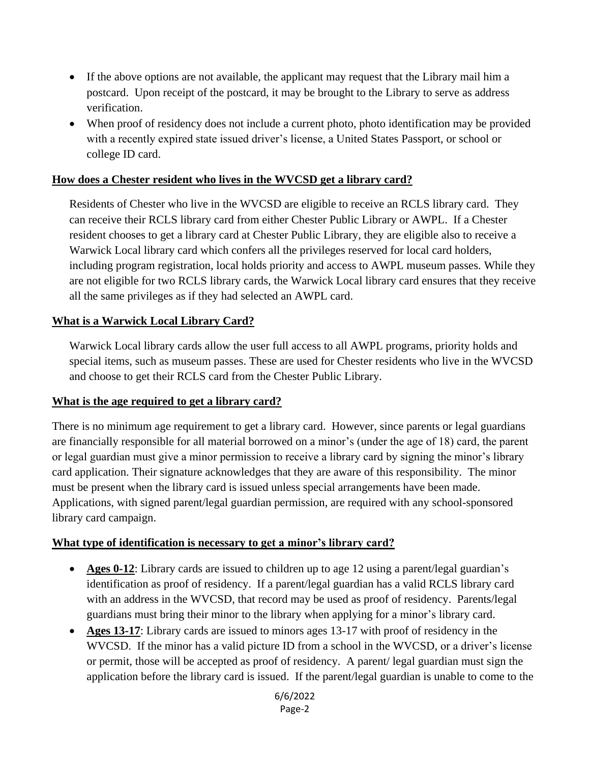- If the above options are not available, the applicant may request that the Library mail him a postcard. Upon receipt of the postcard, it may be brought to the Library to serve as address verification.
- When proof of residency does not include a current photo, photo identification may be provided with a recently expired state issued driver's license, a United States Passport, or school or college ID card.

**How does a Chester resident who lives in the WVCSD get a library card?**

Residents of Chester who live in the WVCSD are eligible to receive an RCLS library card. They can receive their RCLS library card from either Chester Public Library or AWPL. If a Chester resident chooses to get a library card at Chester Public Library, they are eligible also to receive a Warwick Local library card which confers all the privileges reserved for local card holders, including program registration, local holds priority and access to AWPL museum passes. While they are not eligible for two RCLS library cards, the Warwick Local library card ensures that they receive all the same privileges as if they had selected an AWPL card.

**What is a Warwick Local Library Card?**

Warwick Local library cards allow the user full access to all AWPL programs, priority holds and special items, such as museum passes. These are used for Chester residents who live in the WVCSD and choose to get their RCLS card from the Chester Public Library.

**What is the age required to get a library card?**

There is no minimum age requirement to get a library card. However, since parents or legal guardians are financially responsible for all material borrowed on a minor's (under the age of 18) card, the parent or legal guardian must give a minor permission to receive a library card by signing the minor's library card application. Their signature acknowledges that they are aware of this responsibility. The minor must be present when the library card is issued unless special arrangements have been made. Applications, with signed parent/legal guardian permission, are required with any school-sponsored library card campaign.

**What type of identification is necessary to get a minor's library card?**

- **Ages 0-12**: Library cards are issued to children up to age 12 using a parent/legal guardian's identification as proof of residency. If a parent/legal guardian has a valid RCLS library card with an address in the WVCSD, that record may be used as proof of residency. Parents/legal guardians must bring their minor to the library when applying for a minor's library card.
- **Ages 13-17**: Library cards are issued to minors ages 13-17 with proof of residency in the WVCSD. If the minor has a valid picture ID from a school in the WVCSD, or a driver's license or permit, those will be accepted as proof of residency. A parent/ legal guardian must sign the application before the library card is issued. If the parent/legal guardian is unable to come to the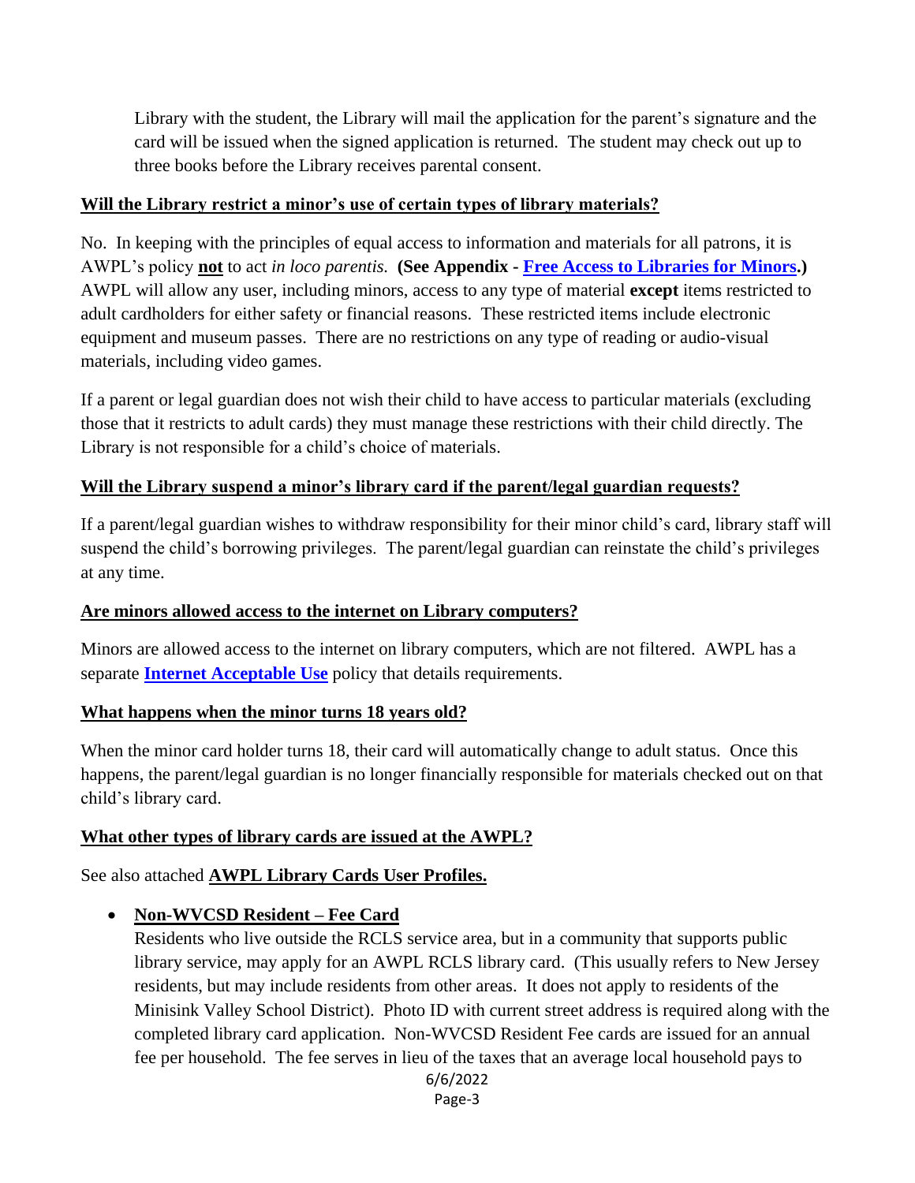Library with the student, the Library will mail the application for the parent's signature and the card will be issued when the signed application is returned. The student may check out up to three books before the Library receives parental consent.

**Will the Library restrict a minor's use of certain types of library materials?**

No. In keeping with the principles of equal access to information and materials for all patrons, it is AWPL's policy **not** to act *in loco parentis.* **(See Appendix - Free Access to Libraries for Minors.)** AWPL will allow any user, including minors, access to any type of material **except** items restricted to adult cardholders for either safety or financial reasons. These restricted items include electronic equipment and museum passes. There are no restrictions on any type of reading or audio-visual materials, including video games.

If a parent or legal guardian does not wish their child to have access to particular materials (excluding those that it restricts to adult cards) they must manage these restrictions with their child directly. The Library is not responsible for a child's choice of materials.

**Will the Library suspend a minor's library card if the parent/legal guardian requests?**

If a parent/legal guardian wishes to withdraw responsibility for their minor child's card, library staff will suspend the child's borrowing privileges. The parent/legal guardian can reinstate the child's privileges at any time.

**Are minors allowed access to the internet on Library computers?**

Minors are allowed access to the internet on library computers, which are not filtered. AWPL has a separate **Internet Acceptable Use** policy that details requirements.

**What happens when the minor turns 18 years old?**

When the minor card holder turns 18, their card will automatically change to adult status. Once this happens, the parent/legal guardian is no longer financially responsible for materials checked out on that child's library card.

**What other types of library cards are issued at the AWPL?**

See also attached **AWPL Library Cards User Profiles.**

- **Non-WVCSD Resident – Fee Card**
  Residents who live outside the RCLS service area, but in a community that supports public library service, may apply for an AWPL RCLS library card. (This usually refers to New Jersey residents, but may include residents from other areas. It does not apply to residents of the Minisink Valley School District). Photo ID with current street address is required along with the completed library card application. Non-WVCSD Resident Fee cards are issued for an annual fee per household. The fee serves in lieu of the taxes that an average local household pays to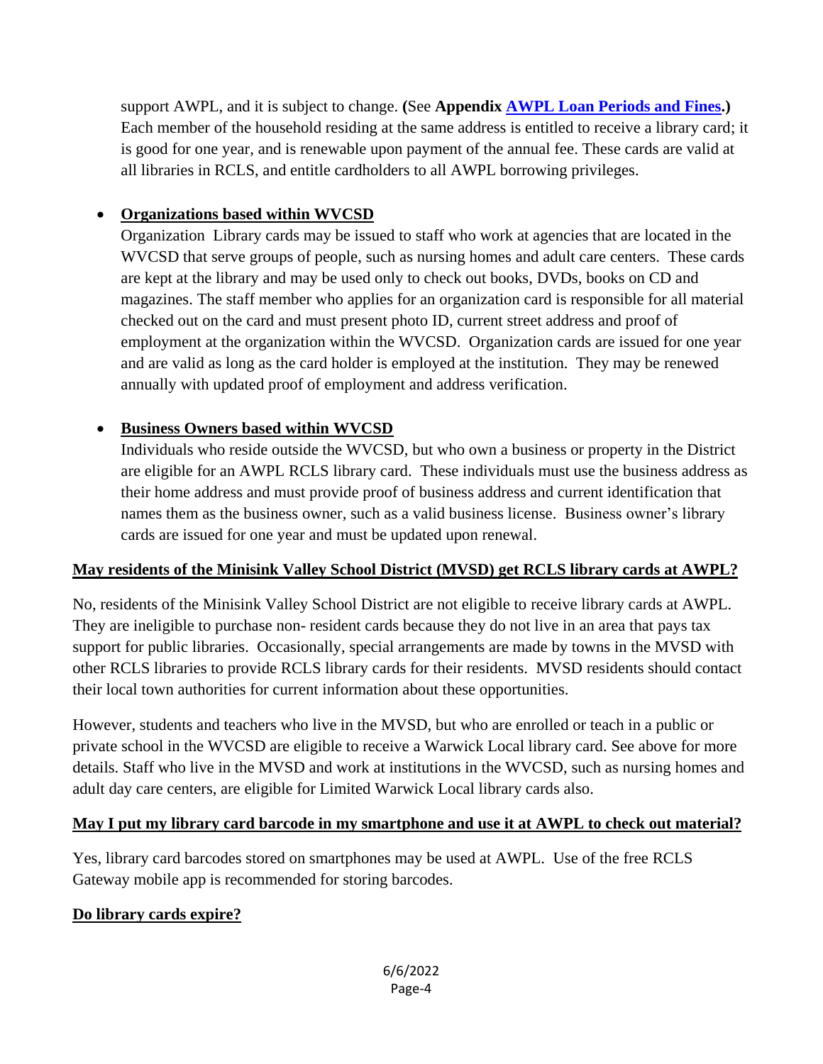support AWPL, and it is subject to change. **(**See **Appendix [AWPL Loan Periods and Fines](#).)** Each member of the household residing at the same address is entitled to receive a library card; it is good for one year, and is renewable upon payment of the annual fee. These cards are valid at all libraries in RCLS, and entitle cardholders to all AWPL borrowing privileges.

- **Organizations based within WVCSD**
  Organization Library cards may be issued to staff who work at agencies that are located in the WVCSD that serve groups of people, such as nursing homes and adult care centers. These cards are kept at the library and may be used only to check out books, DVDs, books on CD and magazines. The staff member who applies for an organization card is responsible for all material checked out on the card and must present photo ID, current street address and proof of employment at the organization within the WVCSD. Organization cards are issued for one year and are valid as long as the card holder is employed at the institution. They may be renewed annually with updated proof of employment and address verification.

- **Business Owners based within WVCSD**
  Individuals who reside outside the WVCSD, but who own a business or property in the District are eligible for an AWPL RCLS library card. These individuals must use the business address as their home address and must provide proof of business address and current identification that names them as the business owner, such as a valid business license. Business owner's library cards are issued for one year and must be updated upon renewal.

**May residents of the Minisink Valley School District (MVSD) get RCLS library cards at AWPL?**

No, residents of the Minisink Valley School District are not eligible to receive library cards at AWPL. They are ineligible to purchase non- resident cards because they do not live in an area that pays tax support for public libraries. Occasionally, special arrangements are made by towns in the MVSD with other RCLS libraries to provide RCLS library cards for their residents. MVSD residents should contact their local town authorities for current information about these opportunities.

However, students and teachers who live in the MVSD, but who are enrolled or teach in a public or private school in the WVCSD are eligible to receive a Warwick Local library card. See above for more details. Staff who live in the MVSD and work at institutions in the WVCSD, such as nursing homes and adult day care centers, are eligible for Limited Warwick Local library cards also.

**May I put my library card barcode in my smartphone and use it at AWPL to check out material?**

Yes, library card barcodes stored on smartphones may be used at AWPL. Use of the free RCLS Gateway mobile app is recommended for storing barcodes.

**Do library cards expire?**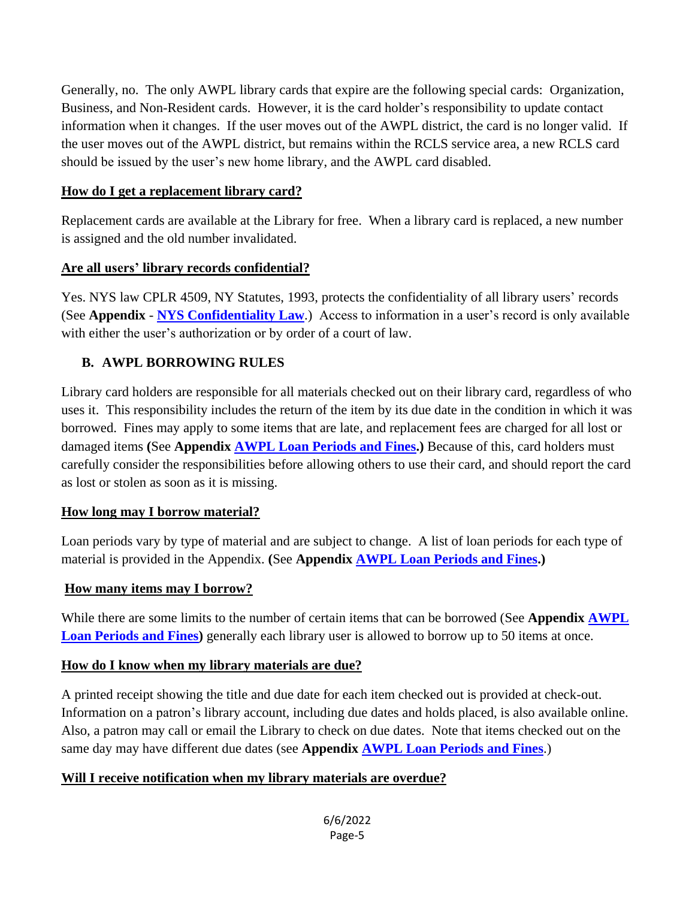Generally, no. The only AWPL library cards that expire are the following special cards: Organization, Business, and Non-Resident cards. However, it is the card holder's responsibility to update contact information when it changes. If the user moves out of the AWPL district, the card is no longer valid. If the user moves out of the AWPL district, but remains within the RCLS service area, a new RCLS card should be issued by the user's new home library, and the AWPL card disabled.

**How do I get a replacement library card?**

Replacement cards are available at the Library for free. When a library card is replaced, a new number is assigned and the old number invalidated.

**Are all users' library records confidential?**

Yes. NYS law CPLR 4509, NY Statutes, 1993, protects the confidentiality of all library users' records (See **Appendix** - **NYS Confidentiality Law**.) Access to information in a user's record is only available with either the user's authorization or by order of a court of law.

## B. AWPL BORROWING RULES

Library card holders are responsible for all materials checked out on their library card, regardless of who uses it. This responsibility includes the return of the item by its due date in the condition in which it was borrowed. Fines may apply to some items that are late, and replacement fees are charged for all lost or damaged items **(**See **Appendix AWPL Loan Periods and Fines.)** Because of this, card holders must carefully consider the responsibilities before allowing others to use their card, and should report the card as lost or stolen as soon as it is missing.

**How long may I borrow material?**

Loan periods vary by type of material and are subject to change. A list of loan periods for each type of material is provided in the Appendix. **(**See **Appendix AWPL Loan Periods and Fines.)**

**How many items may I borrow?**

While there are some limits to the number of certain items that can be borrowed (See **Appendix AWPL Loan Periods and Fines)** generally each library user is allowed to borrow up to 50 items at once.

**How do I know when my library materials are due?**

A printed receipt showing the title and due date for each item checked out is provided at check-out. Information on a patron's library account, including due dates and holds placed, is also available online. Also, a patron may call or email the Library to check on due dates. Note that items checked out on the same day may have different due dates (see **Appendix AWPL Loan Periods and Fines**.)

**Will I receive notification when my library materials are overdue?**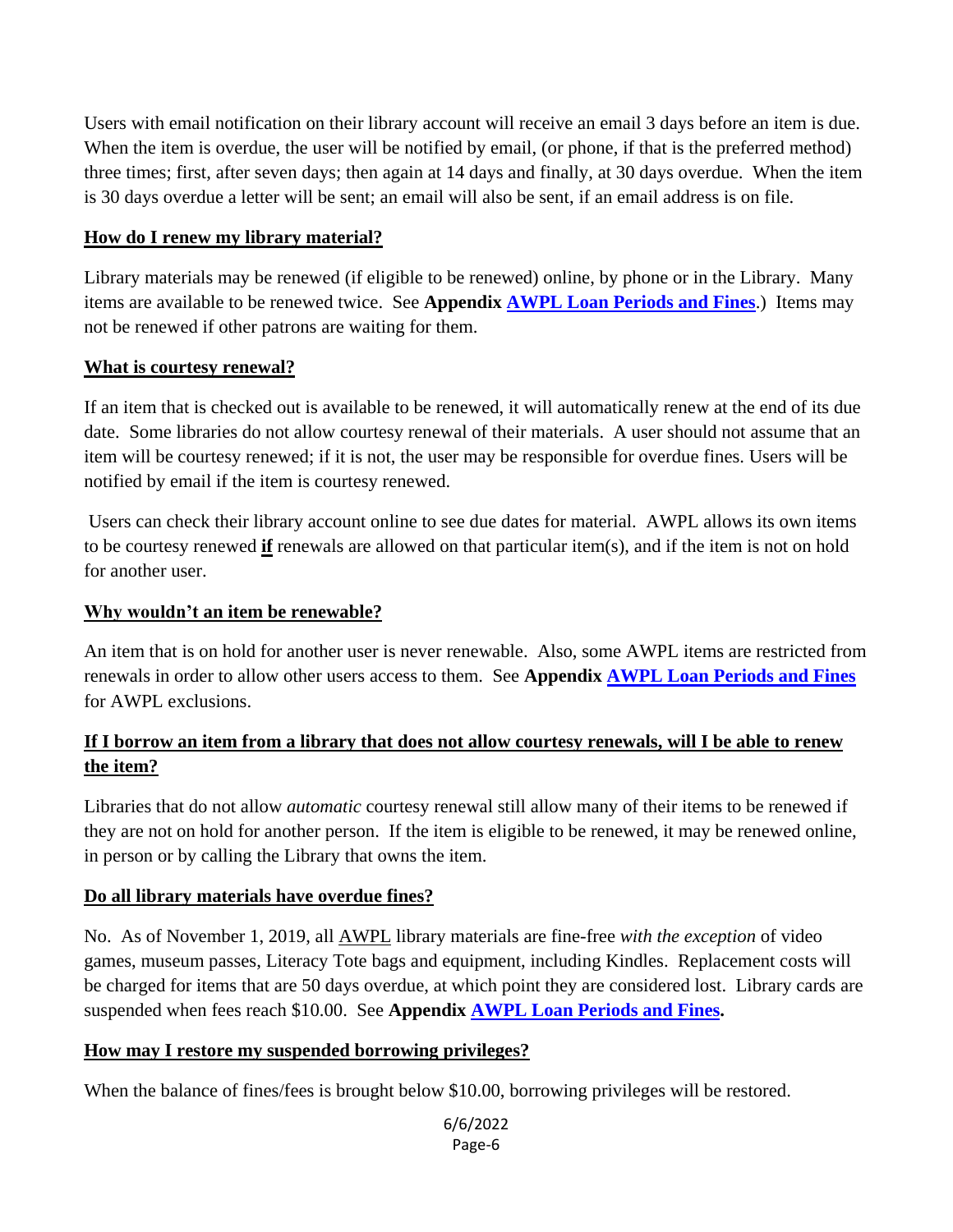Users with email notification on their library account will receive an email 3 days before an item is due. When the item is overdue, the user will be notified by email, (or phone, if that is the preferred method) three times; first, after seven days; then again at 14 days and finally, at 30 days overdue. When the item is 30 days overdue a letter will be sent; an email will also be sent, if an email address is on file.

**How do I renew my library material?**

Library materials may be renewed (if eligible to be renewed) online, by phone or in the Library. Many items are available to be renewed twice. See **Appendix [AWPL Loan Periods and Fines](#)**.) Items may not be renewed if other patrons are waiting for them.

**What is courtesy renewal?**

If an item that is checked out is available to be renewed, it will automatically renew at the end of its due date. Some libraries do not allow courtesy renewal of their materials. A user should not assume that an item will be courtesy renewed; if it is not, the user may be responsible for overdue fines. Users will be notified by email if the item is courtesy renewed.

Users can check their library account online to see due dates for material. AWPL allows its own items to be courtesy renewed **if** renewals are allowed on that particular item(s), and if the item is not on hold for another user.

**Why wouldn't an item be renewable?**

An item that is on hold for another user is never renewable. Also, some AWPL items are restricted from renewals in order to allow other users access to them. See **Appendix [AWPL Loan Periods and Fines](#)** for AWPL exclusions.

**If I borrow an item from a library that does not allow courtesy renewals, will I be able to renew the item?**

Libraries that do not allow *automatic* courtesy renewal still allow many of their items to be renewed if they are not on hold for another person. If the item is eligible to be renewed, it may be renewed online, in person or by calling the Library that owns the item.

**Do all library materials have overdue fines?**

No. As of November 1, 2019, all AWPL library materials are fine-free *with the exception* of video games, museum passes, Literacy Tote bags and equipment, including Kindles. Replacement costs will be charged for items that are 50 days overdue, at which point they are considered lost. Library cards are suspended when fees reach $10.00. See **Appendix [AWPL Loan Periods and Fines](#).**

**How may I restore my suspended borrowing privileges?**

When the balance of fines/fees is brought below $10.00, borrowing privileges will be restored.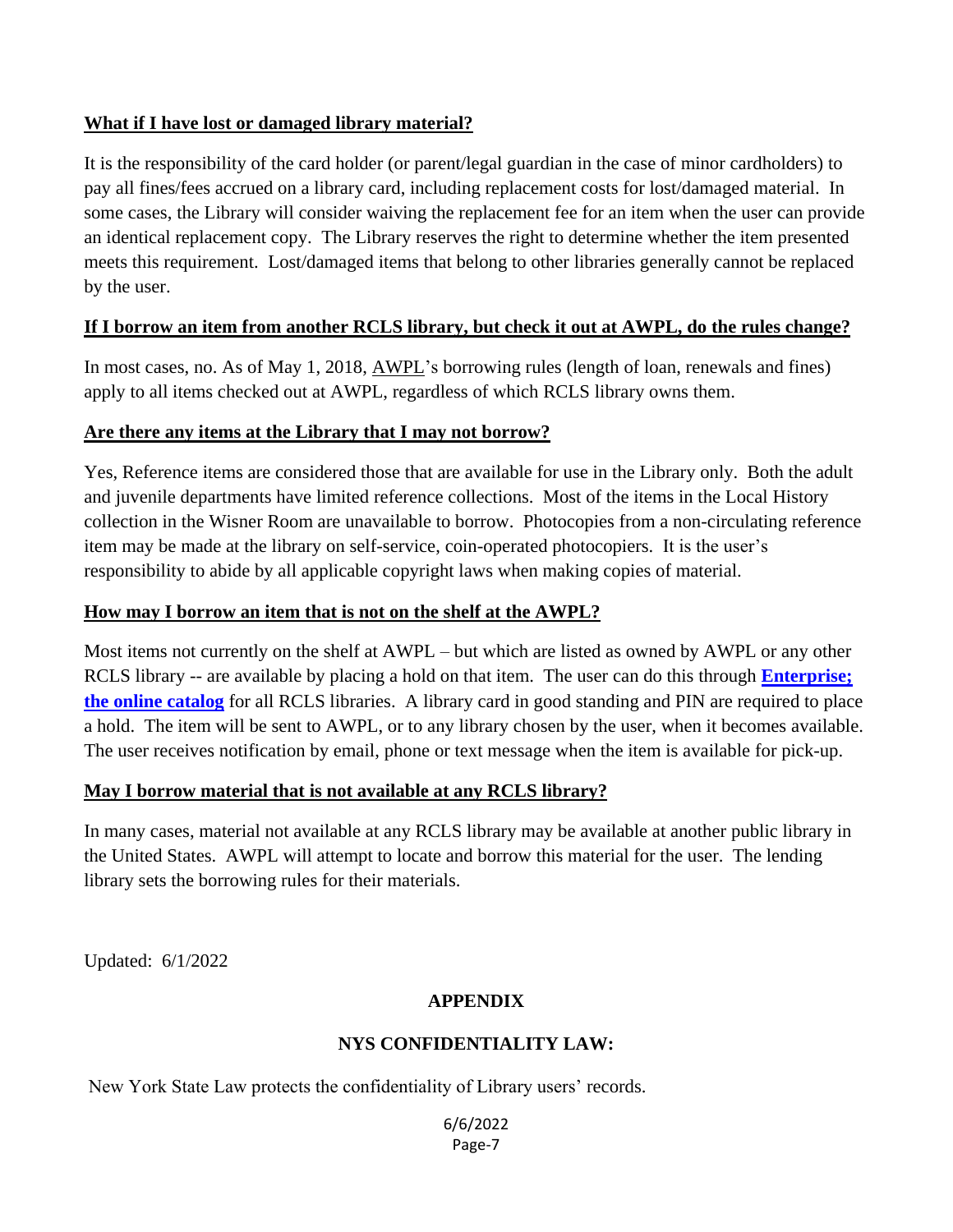**What if I have lost or damaged library material?**

It is the responsibility of the card holder (or parent/legal guardian in the case of minor cardholders) to pay all fines/fees accrued on a library card, including replacement costs for lost/damaged material. In some cases, the Library will consider waiving the replacement fee for an item when the user can provide an identical replacement copy. The Library reserves the right to determine whether the item presented meets this requirement. Lost/damaged items that belong to other libraries generally cannot be replaced by the user.

**If I borrow an item from another RCLS library, but check it out at AWPL, do the rules change?**

In most cases, no. As of May 1, 2018, AWPL's borrowing rules (length of loan, renewals and fines) apply to all items checked out at AWPL, regardless of which RCLS library owns them.

**Are there any items at the Library that I may not borrow?**

Yes, Reference items are considered those that are available for use in the Library only. Both the adult and juvenile departments have limited reference collections. Most of the items in the Local History collection in the Wisner Room are unavailable to borrow. Photocopies from a non-circulating reference item may be made at the library on self-service, coin-operated photocopiers. It is the user's responsibility to abide by all applicable copyright laws when making copies of material.

**How may I borrow an item that is not on the shelf at the AWPL?**

Most items not currently on the shelf at AWPL – but which are listed as owned by AWPL or any other RCLS library -- are available by placing a hold on that item. The user can do this through **Enterprise; the online catalog** for all RCLS libraries. A library card in good standing and PIN are required to place a hold. The item will be sent to AWPL, or to any library chosen by the user, when it becomes available. The user receives notification by email, phone or text message when the item is available for pick-up.

**May I borrow material that is not available at any RCLS library?**

In many cases, material not available at any RCLS library may be available at another public library in the United States. AWPL will attempt to locate and borrow this material for the user. The lending library sets the borrowing rules for their materials.

Updated: 6/1/2022

**APPENDIX**

**NYS CONFIDENTIALITY LAW:**

New York State Law protects the confidentiality of Library users' records.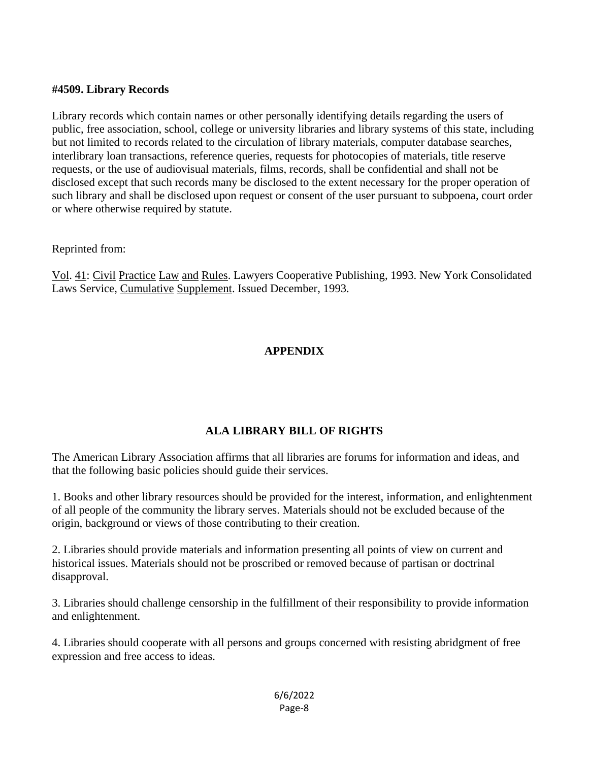**#4509. Library Records**

Library records which contain names or other personally identifying details regarding the users of public, free association, school, college or university libraries and library systems of this state, including but not limited to records related to the circulation of library materials, computer database searches, interlibrary loan transactions, reference queries, requests for photocopies of materials, title reserve requests, or the use of audiovisual materials, films, records, shall be confidential and shall not be disclosed except that such records many be disclosed to the extent necessary for the proper operation of such library and shall be disclosed upon request or consent of the user pursuant to subpoena, court order or where otherwise required by statute.

Reprinted from:

Vol. 41: Civil Practice Law and Rules. Lawyers Cooperative Publishing, 1993. New York Consolidated Laws Service, Cumulative Supplement. Issued December, 1993.

## APPENDIX

## ALA LIBRARY BILL OF RIGHTS

The American Library Association affirms that all libraries are forums for information and ideas, and that the following basic policies should guide their services.

1. Books and other library resources should be provided for the interest, information, and enlightenment of all people of the community the library serves. Materials should not be excluded because of the origin, background or views of those contributing to their creation.

2. Libraries should provide materials and information presenting all points of view on current and historical issues. Materials should not be proscribed or removed because of partisan or doctrinal disapproval.

3. Libraries should challenge censorship in the fulfillment of their responsibility to provide information and enlightenment.

4. Libraries should cooperate with all persons and groups concerned with resisting abridgment of free expression and free access to ideas.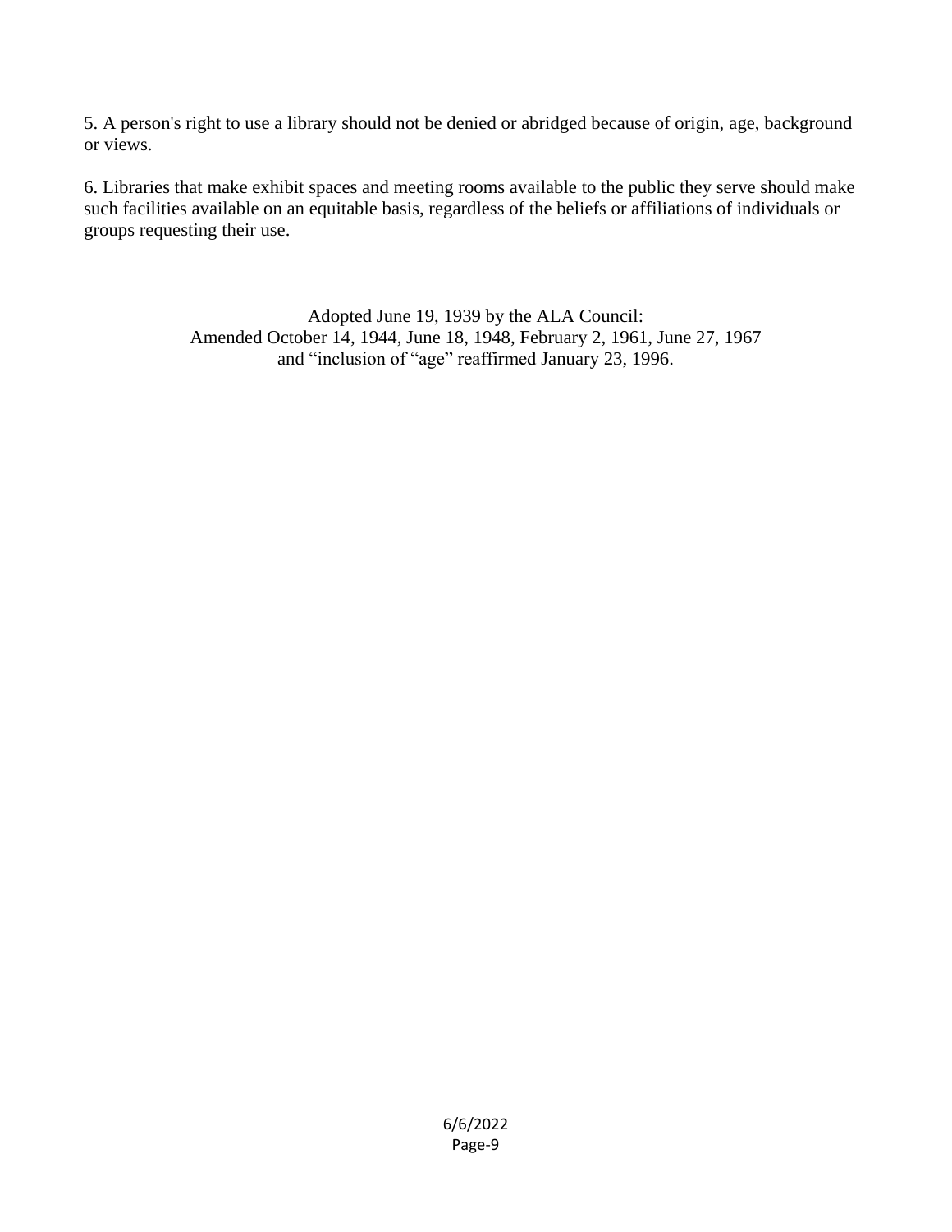5. A person's right to use a library should not be denied or abridged because of origin, age, background or views.

6. Libraries that make exhibit spaces and meeting rooms available to the public they serve should make such facilities available on an equitable basis, regardless of the beliefs or affiliations of individuals or groups requesting their use.

Adopted June 19, 1939 by the ALA Council:
Amended October 14, 1944, June 18, 1948, February 2, 1961, June 27, 1967
and "inclusion of "age" reaffirmed January 23, 1996.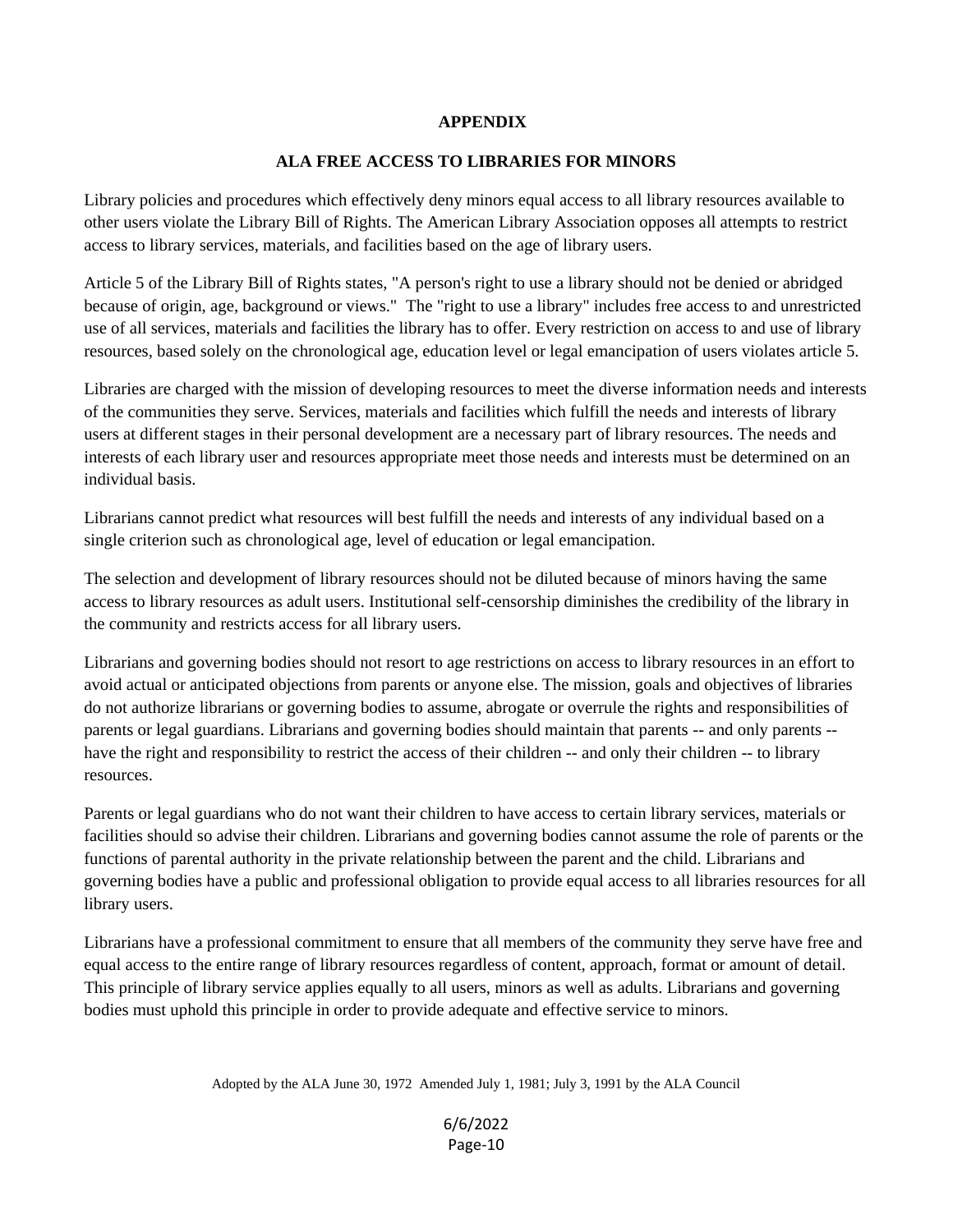## APPENDIX

## ALA FREE ACCESS TO LIBRARIES FOR MINORS

Library policies and procedures which effectively deny minors equal access to all library resources available to other users violate the Library Bill of Rights. The American Library Association opposes all attempts to restrict access to library services, materials, and facilities based on the age of library users.

Article 5 of the Library Bill of Rights states, "A person's right to use a library should not be denied or abridged because of origin, age, background or views." The "right to use a library" includes free access to and unrestricted use of all services, materials and facilities the library has to offer. Every restriction on access to and use of library resources, based solely on the chronological age, education level or legal emancipation of users violates article 5.

Libraries are charged with the mission of developing resources to meet the diverse information needs and interests of the communities they serve. Services, materials and facilities which fulfill the needs and interests of library users at different stages in their personal development are a necessary part of library resources. The needs and interests of each library user and resources appropriate meet those needs and interests must be determined on an individual basis.

Librarians cannot predict what resources will best fulfill the needs and interests of any individual based on a single criterion such as chronological age, level of education or legal emancipation.

The selection and development of library resources should not be diluted because of minors having the same access to library resources as adult users. Institutional self-censorship diminishes the credibility of the library in the community and restricts access for all library users.

Librarians and governing bodies should not resort to age restrictions on access to library resources in an effort to avoid actual or anticipated objections from parents or anyone else. The mission, goals and objectives of libraries do not authorize librarians or governing bodies to assume, abrogate or overrule the rights and responsibilities of parents or legal guardians. Librarians and governing bodies should maintain that parents -- and only parents -- have the right and responsibility to restrict the access of their children -- and only their children -- to library resources.

Parents or legal guardians who do not want their children to have access to certain library services, materials or facilities should so advise their children. Librarians and governing bodies cannot assume the role of parents or the functions of parental authority in the private relationship between the parent and the child. Librarians and governing bodies have a public and professional obligation to provide equal access to all libraries resources for all library users.

Librarians have a professional commitment to ensure that all members of the community they serve have free and equal access to the entire range of library resources regardless of content, approach, format or amount of detail. This principle of library service applies equally to all users, minors as well as adults. Librarians and governing bodies must uphold this principle in order to provide adequate and effective service to minors.

Adopted by the ALA June 30, 1972 Amended July 1, 1981; July 3, 1991 by the ALA Council